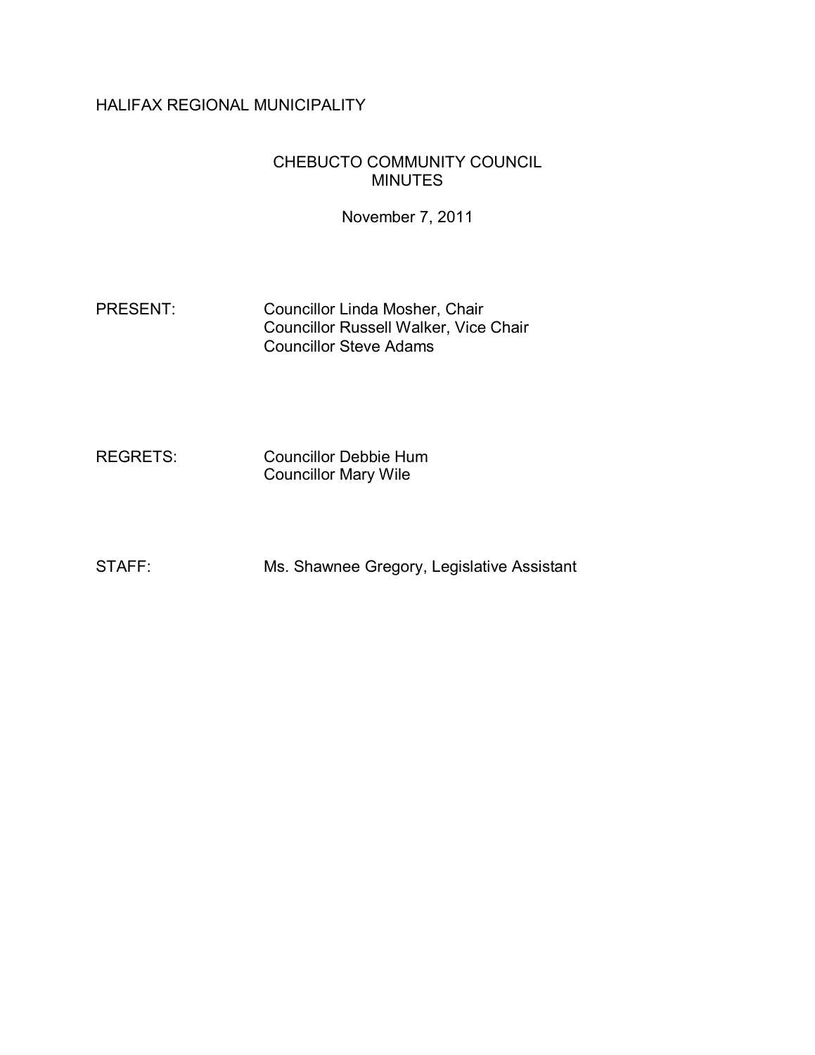HALIFAX REGIONAL MUNICIPALITY

# CHEBUCTO COMMUNITY COUNCIL MINUTES

November 7, 2011

PRESENT: Councillor Linda Mosher, Chair
Councillor Russell Walker, Vice Chair
Councillor Steve Adams

REGRETS: Councillor Debbie Hum
Councillor Mary Wile

STAFF: Ms. Shawnee Gregory, Legislative Assistant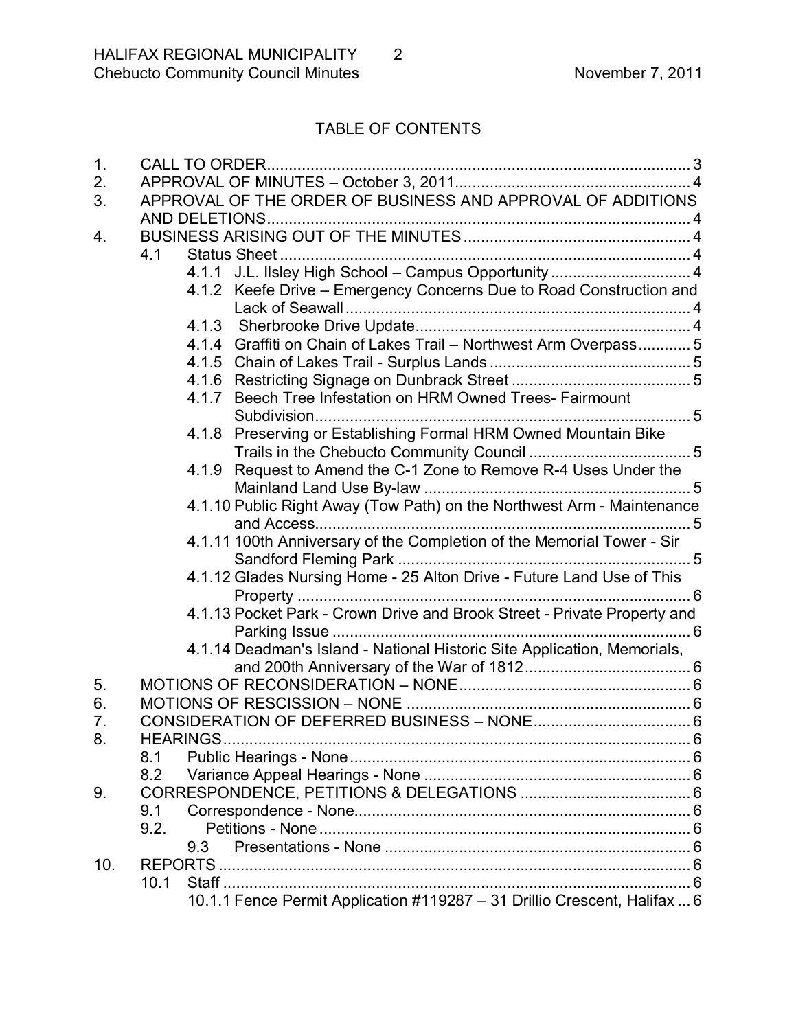## TABLE OF CONTENTS

1. CALL TO ORDER .......... 3
2. APPROVAL OF MINUTES – October 3, 2011 .......... 4
3. APPROVAL OF THE ORDER OF BUSINESS AND APPROVAL OF ADDITIONS AND DELETIONS .......... 4
4. BUSINESS ARISING OUT OF THE MINUTES .......... 4
   - 4.1 Status Sheet .......... 4
     - 4.1.1 J.L. Ilsley High School – Campus Opportunity .......... 4
     - 4.1.2 Keefe Drive – Emergency Concerns Due to Road Construction and Lack of Seawall .......... 4
     - 4.1.3 Sherbrooke Drive Update .......... 4
     - 4.1.4 Graffiti on Chain of Lakes Trail – Northwest Arm Overpass .......... 5
     - 4.1.5 Chain of Lakes Trail - Surplus Lands .......... 5
     - 4.1.6 Restricting Signage on Dunbrack Street .......... 5
     - 4.1.7 Beech Tree Infestation on HRM Owned Trees- Fairmount Subdivision .......... 5
     - 4.1.8 Preserving or Establishing Formal HRM Owned Mountain Bike Trails in the Chebucto Community Council .......... 5
     - 4.1.9 Request to Amend the C-1 Zone to Remove R-4 Uses Under the Mainland Land Use By-law .......... 5
     - 4.1.10 Public Right Away (Tow Path) on the Northwest Arm - Maintenance and Access .......... 5
     - 4.1.11 100th Anniversary of the Completion of the Memorial Tower - Sir Sandford Fleming Park .......... 5
     - 4.1.12 Glades Nursing Home - 25 Alton Drive - Future Land Use of This Property .......... 6
     - 4.1.13 Pocket Park - Crown Drive and Brook Street - Private Property and Parking Issue .......... 6
     - 4.1.14 Deadman's Island - National Historic Site Application, Memorials, and 200th Anniversary of the War of 1812 .......... 6
5. MOTIONS OF RECONSIDERATION – NONE .......... 6
6. MOTIONS OF RESCISSION – NONE .......... 6
7. CONSIDERATION OF DEFERRED BUSINESS – NONE .......... 6
8. HEARINGS .......... 6
   - 8.1 Public Hearings - None .......... 6
   - 8.2 Variance Appeal Hearings - None .......... 6
9. CORRESPONDENCE, PETITIONS & DELEGATIONS .......... 6
   - 9.1 Correspondence - None .......... 6
   - 9.2. Petitions - None .......... 6
   - 9.3 Presentations - None .......... 6
10. REPORTS .......... 6
    - 10.1 Staff .......... 6
      - 10.1.1 Fence Permit Application #119287 – 31 Drillio Crescent, Halifax .......... 6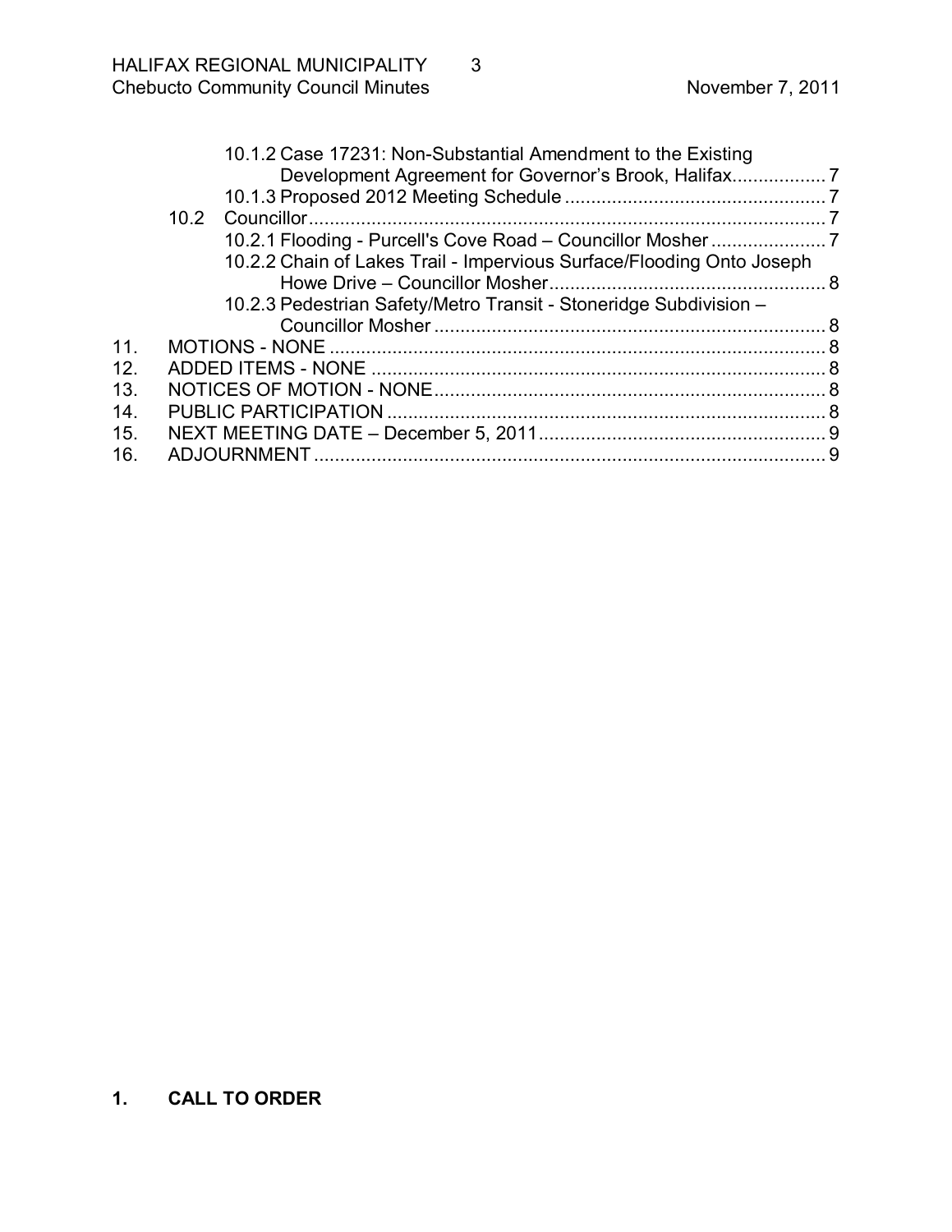10.1.2 Case 17231: Non-Substantial Amendment to the Existing Development Agreement for Governor's Brook, Halifax.................. 7
10.1.3 Proposed 2012 Meeting Schedule .................................................. 7
10.2 Councillor.................................................................................................. 7
10.2.1 Flooding - Purcell's Cove Road – Councillor Mosher ...................... 7
10.2.2 Chain of Lakes Trail - Impervious Surface/Flooding Onto Joseph Howe Drive – Councillor Mosher..................................................... 8
10.2.3 Pedestrian Safety/Metro Transit - Stoneridge Subdivision – Councillor Mosher ........................................................................... 8
11. MOTIONS - NONE ............................................................................................ 8
12. ADDED ITEMS - NONE ..................................................................................... 8
13. NOTICES OF MOTION - NONE.......................................................................... 8
14. PUBLIC PARTICIPATION .................................................................................. 8
15. NEXT MEETING DATE – December 5, 2011....................................................... 9
16. ADJOURNMENT ................................................................................................. 9

## 1. CALL TO ORDER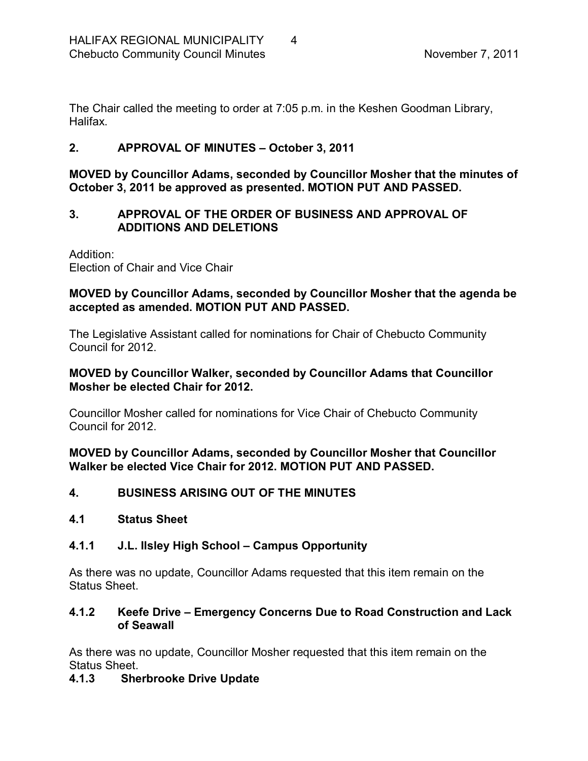The Chair called the meeting to order at 7:05 p.m. in the Keshen Goodman Library, Halifax.

## 2. APPROVAL OF MINUTES – October 3, 2011

**MOVED by Councillor Adams, seconded by Councillor Mosher that the minutes of October 3, 2011 be approved as presented. MOTION PUT AND PASSED.**

## 3. APPROVAL OF THE ORDER OF BUSINESS AND APPROVAL OF ADDITIONS AND DELETIONS

Addition:
Election of Chair and Vice Chair

**MOVED by Councillor Adams, seconded by Councillor Mosher that the agenda be accepted as amended. MOTION PUT AND PASSED.**

The Legislative Assistant called for nominations for Chair of Chebucto Community Council for 2012.

**MOVED by Councillor Walker, seconded by Councillor Adams that Councillor Mosher be elected Chair for 2012.**

Councillor Mosher called for nominations for Vice Chair of Chebucto Community Council for 2012.

**MOVED by Councillor Adams, seconded by Councillor Mosher that Councillor Walker be elected Vice Chair for 2012. MOTION PUT AND PASSED.**

## 4. BUSINESS ARISING OUT OF THE MINUTES

### 4.1 Status Sheet

#### 4.1.1 J.L. Ilsley High School – Campus Opportunity

As there was no update, Councillor Adams requested that this item remain on the Status Sheet.

#### 4.1.2 Keefe Drive – Emergency Concerns Due to Road Construction and Lack of Seawall

As there was no update, Councillor Mosher requested that this item remain on the Status Sheet.

#### 4.1.3 Sherbrooke Drive Update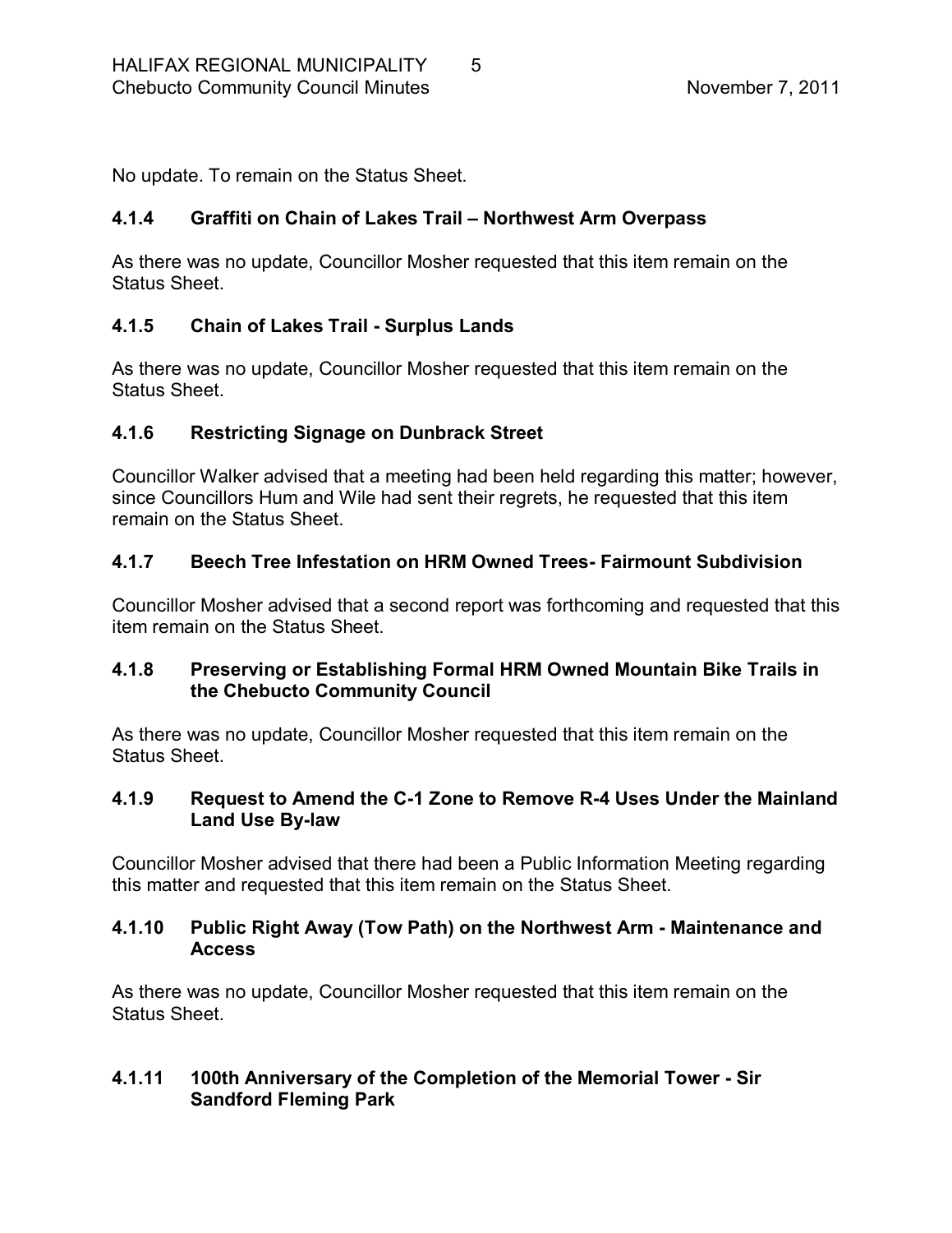No update. To remain on the Status Sheet.

### 4.1.4 Graffiti on Chain of Lakes Trail – Northwest Arm Overpass

As there was no update, Councillor Mosher requested that this item remain on the Status Sheet.

### 4.1.5 Chain of Lakes Trail - Surplus Lands

As there was no update, Councillor Mosher requested that this item remain on the Status Sheet.

### 4.1.6 Restricting Signage on Dunbrack Street

Councillor Walker advised that a meeting had been held regarding this matter; however, since Councillors Hum and Wile had sent their regrets, he requested that this item remain on the Status Sheet.

### 4.1.7 Beech Tree Infestation on HRM Owned Trees- Fairmount Subdivision

Councillor Mosher advised that a second report was forthcoming and requested that this item remain on the Status Sheet.

### 4.1.8 Preserving or Establishing Formal HRM Owned Mountain Bike Trails in the Chebucto Community Council

As there was no update, Councillor Mosher requested that this item remain on the Status Sheet.

### 4.1.9 Request to Amend the C-1 Zone to Remove R-4 Uses Under the Mainland Land Use By-law

Councillor Mosher advised that there had been a Public Information Meeting regarding this matter and requested that this item remain on the Status Sheet.

### 4.1.10 Public Right Away (Tow Path) on the Northwest Arm - Maintenance and Access

As there was no update, Councillor Mosher requested that this item remain on the Status Sheet.

### 4.1.11 100th Anniversary of the Completion of the Memorial Tower - Sir Sandford Fleming Park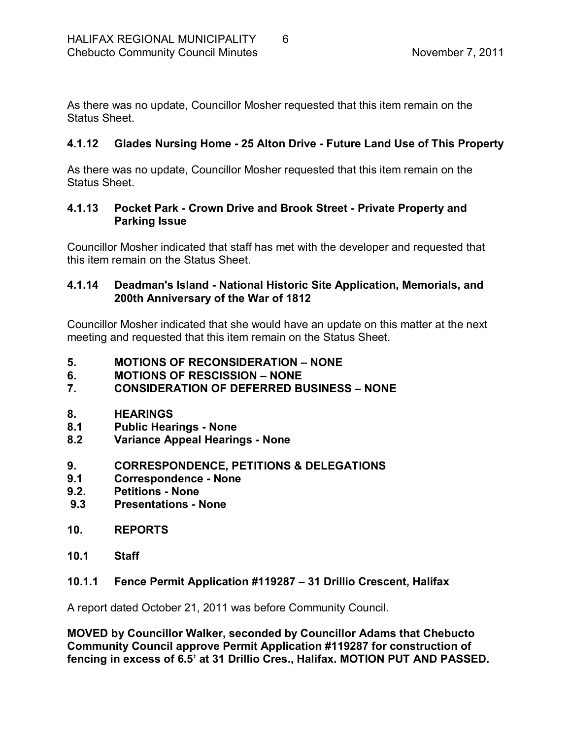As there was no update, Councillor Mosher requested that this item remain on the Status Sheet.

### 4.1.12 Glades Nursing Home - 25 Alton Drive - Future Land Use of This Property

As there was no update, Councillor Mosher requested that this item remain on the Status Sheet.

### 4.1.13 Pocket Park - Crown Drive and Brook Street - Private Property and Parking Issue

Councillor Mosher indicated that staff has met with the developer and requested that this item remain on the Status Sheet.

### 4.1.14 Deadman's Island - National Historic Site Application, Memorials, and 200th Anniversary of the War of 1812

Councillor Mosher indicated that she would have an update on this matter at the next meeting and requested that this item remain on the Status Sheet.

## 5. MOTIONS OF RECONSIDERATION – NONE
## 6. MOTIONS OF RESCISSION – NONE
## 7. CONSIDERATION OF DEFERRED BUSINESS – NONE

## 8. HEARINGS
### 8.1 Public Hearings - None
### 8.2 Variance Appeal Hearings - None

## 9. CORRESPONDENCE, PETITIONS & DELEGATIONS
### 9.1 Correspondence - None
### 9.2. Petitions - None
### 9.3 Presentations - None

## 10. REPORTS

### 10.1 Staff

### 10.1.1 Fence Permit Application #119287 – 31 Drillio Crescent, Halifax

A report dated October 21, 2011 was before Community Council.

**MOVED by Councillor Walker, seconded by Councillor Adams that Chebucto Community Council approve Permit Application #119287 for construction of fencing in excess of 6.5' at 31 Drillio Cres., Halifax. MOTION PUT AND PASSED.**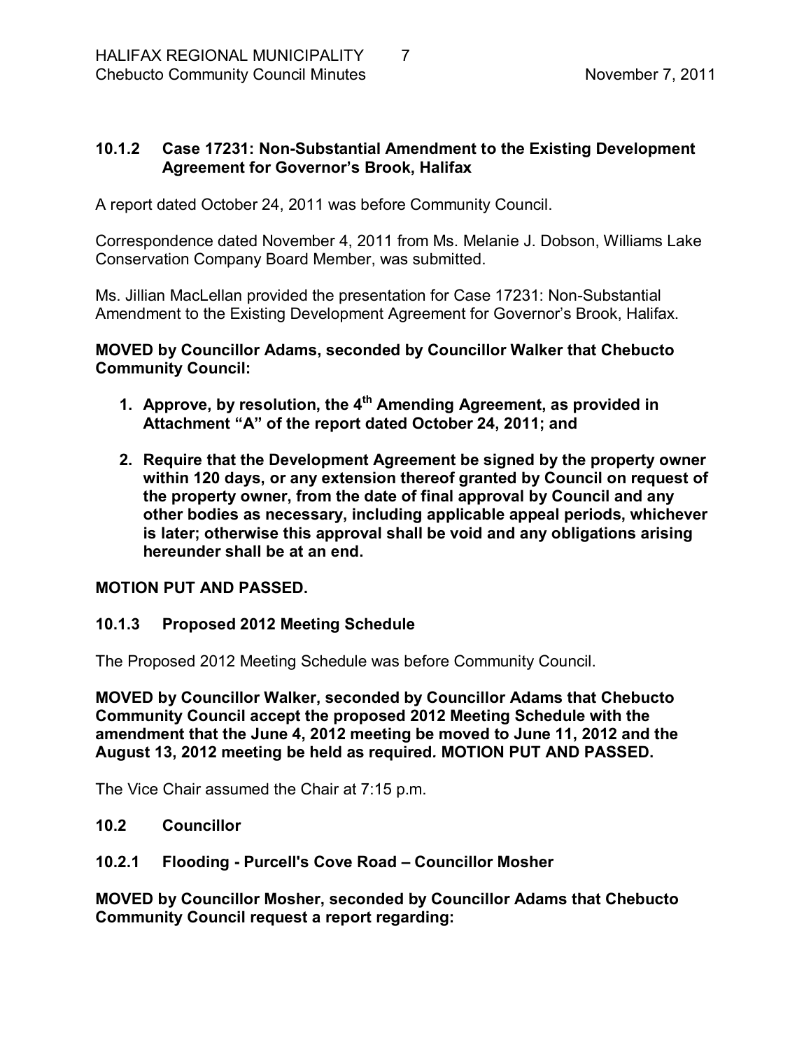### 10.1.2 Case 17231: Non-Substantial Amendment to the Existing Development Agreement for Governor's Brook, Halifax

A report dated October 24, 2011 was before Community Council.

Correspondence dated November 4, 2011 from Ms. Melanie J. Dobson, Williams Lake Conservation Company Board Member, was submitted.

Ms. Jillian MacLellan provided the presentation for Case 17231: Non-Substantial Amendment to the Existing Development Agreement for Governor's Brook, Halifax.

**MOVED by Councillor Adams, seconded by Councillor Walker that Chebucto Community Council:**

1. **Approve, by resolution, the 4th Amending Agreement, as provided in Attachment "A" of the report dated October 24, 2011; and**

2. **Require that the Development Agreement be signed by the property owner within 120 days, or any extension thereof granted by Council on request of the property owner, from the date of final approval by Council and any other bodies as necessary, including applicable appeal periods, whichever is later; otherwise this approval shall be void and any obligations arising hereunder shall be at an end.**

**MOTION PUT AND PASSED.**

### 10.1.3 Proposed 2012 Meeting Schedule

The Proposed 2012 Meeting Schedule was before Community Council.

**MOVED by Councillor Walker, seconded by Councillor Adams that Chebucto Community Council accept the proposed 2012 Meeting Schedule with the amendment that the June 4, 2012 meeting be moved to June 11, 2012 and the August 13, 2012 meeting be held as required. MOTION PUT AND PASSED.**

The Vice Chair assumed the Chair at 7:15 p.m.

### 10.2 Councillor

### 10.2.1 Flooding - Purcell's Cove Road – Councillor Mosher

**MOVED by Councillor Mosher, seconded by Councillor Adams that Chebucto Community Council request a report regarding:**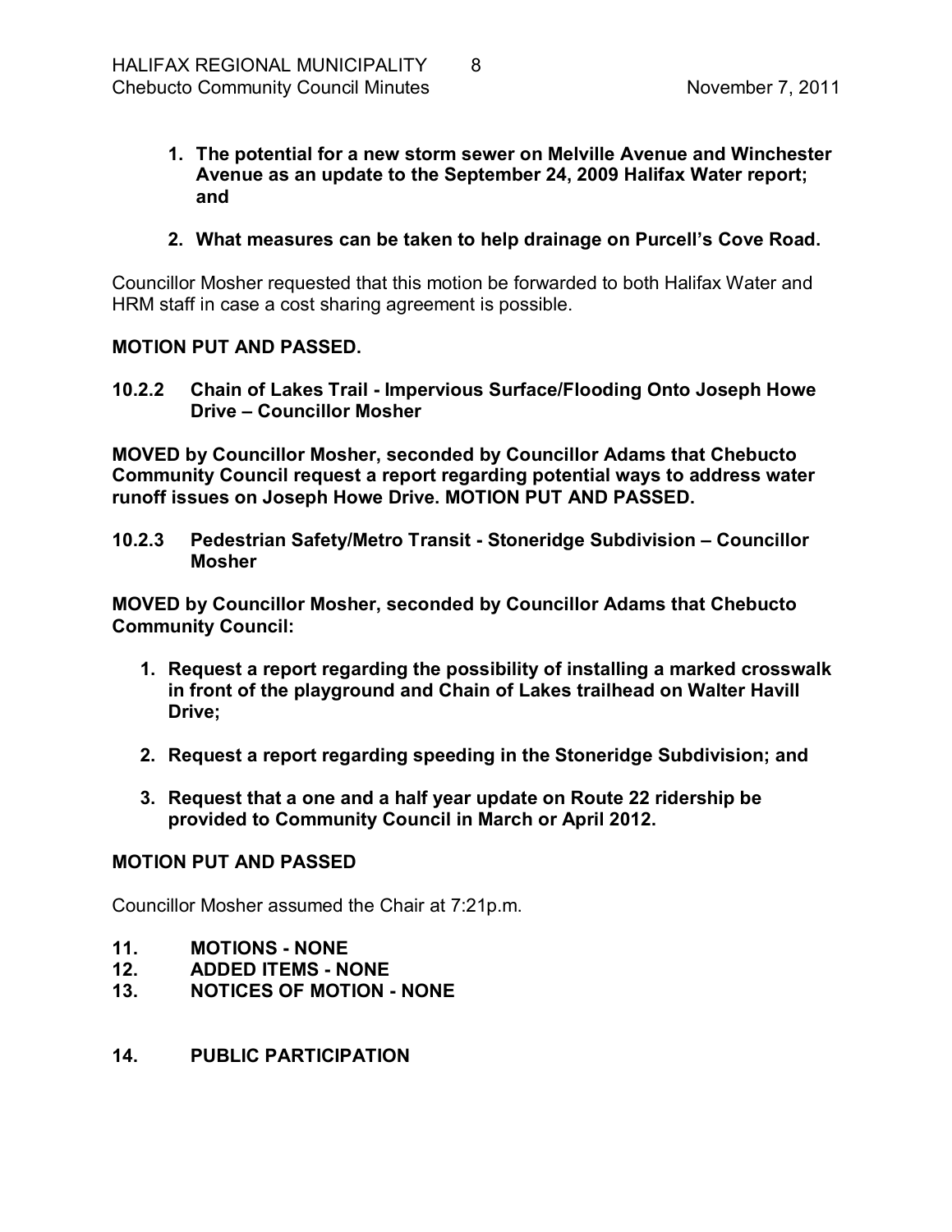1. **The potential for a new storm sewer on Melville Avenue and Winchester Avenue as an update to the September 24, 2009 Halifax Water report; and**

2. **What measures can be taken to help drainage on Purcell's Cove Road.**

Councillor Mosher requested that this motion be forwarded to both Halifax Water and HRM staff in case a cost sharing agreement is possible.

**MOTION PUT AND PASSED.**

**10.2.2 Chain of Lakes Trail - Impervious Surface/Flooding Onto Joseph Howe Drive – Councillor Mosher**

**MOVED by Councillor Mosher, seconded by Councillor Adams that Chebucto Community Council request a report regarding potential ways to address water runoff issues on Joseph Howe Drive. MOTION PUT AND PASSED.**

**10.2.3 Pedestrian Safety/Metro Transit - Stoneridge Subdivision – Councillor Mosher**

**MOVED by Councillor Mosher, seconded by Councillor Adams that Chebucto Community Council:**

1. **Request a report regarding the possibility of installing a marked crosswalk in front of the playground and Chain of Lakes trailhead on Walter Havill Drive;**

2. **Request a report regarding speeding in the Stoneridge Subdivision; and**

3. **Request that a one and a half year update on Route 22 ridership be provided to Community Council in March or April 2012.**

**MOTION PUT AND PASSED**

Councillor Mosher assumed the Chair at 7:21p.m.

## 11. MOTIONS - NONE
## 12. ADDED ITEMS - NONE
## 13. NOTICES OF MOTION - NONE

## 14. PUBLIC PARTICIPATION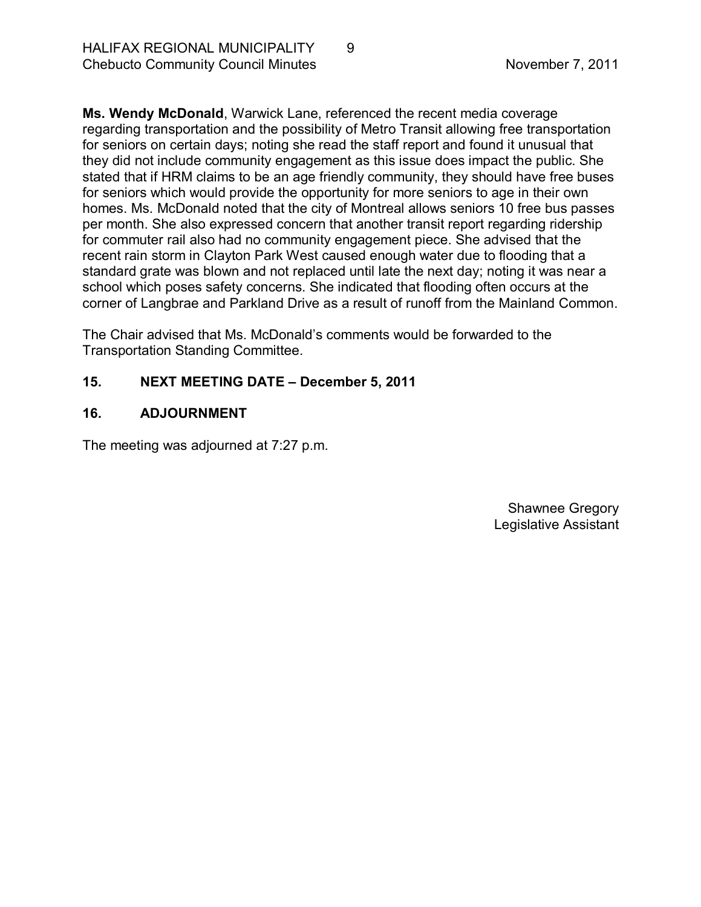**Ms. Wendy McDonald**, Warwick Lane, referenced the recent media coverage regarding transportation and the possibility of Metro Transit allowing free transportation for seniors on certain days; noting she read the staff report and found it unusual that they did not include community engagement as this issue does impact the public. She stated that if HRM claims to be an age friendly community, they should have free buses for seniors which would provide the opportunity for more seniors to age in their own homes. Ms. McDonald noted that the city of Montreal allows seniors 10 free bus passes per month. She also expressed concern that another transit report regarding ridership for commuter rail also had no community engagement piece. She advised that the recent rain storm in Clayton Park West caused enough water due to flooding that a standard grate was blown and not replaced until late the next day; noting it was near a school which poses safety concerns. She indicated that flooding often occurs at the corner of Langbrae and Parkland Drive as a result of runoff from the Mainland Common.

The Chair advised that Ms. McDonald's comments would be forwarded to the Transportation Standing Committee.

## 15. NEXT MEETING DATE – December 5, 2011

## 16. ADJOURNMENT

The meeting was adjourned at 7:27 p.m.

Shawnee Gregory
Legislative Assistant